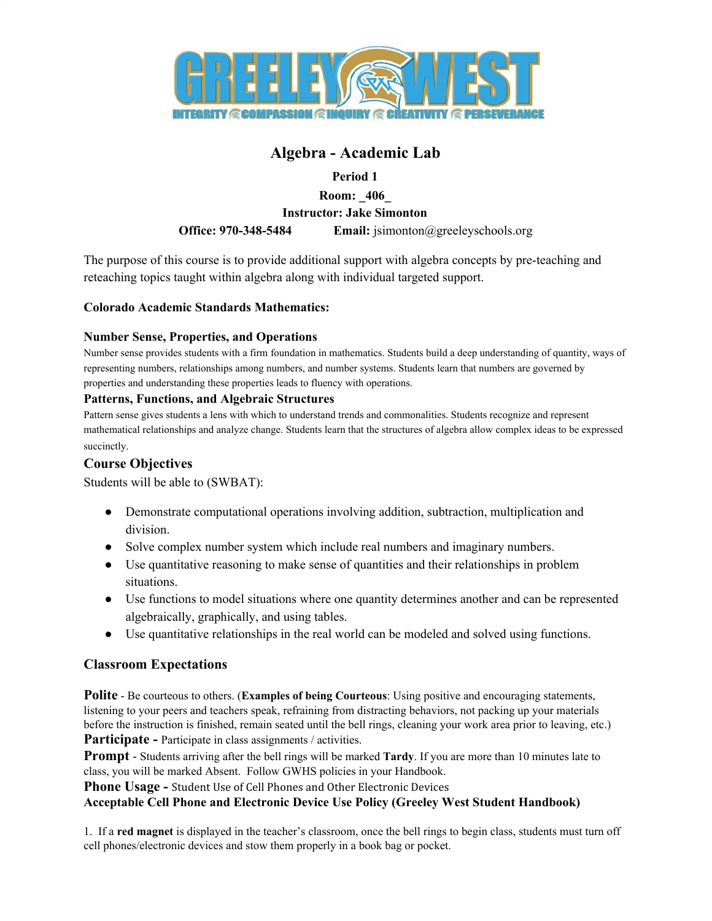# Algebra - Academic Lab

**Period 1**

**Room: _406_**

**Instructor: Jake Simonton**

**Office: 970-348-5484** **Email:** jsimonton@greeleyschools.org

The purpose of this course is to provide additional support with algebra concepts by pre-teaching and reteaching topics taught within algebra along with individual targeted support.

**Colorado Academic Standards Mathematics:**

**Number Sense, Properties, and Operations**

Number sense provides students with a firm foundation in mathematics. Students build a deep understanding of quantity, ways of representing numbers, relationships among numbers, and number systems. Students learn that numbers are governed by properties and understanding these properties leads to fluency with operations.

**Patterns, Functions, and Algebraic Structures**

Pattern sense gives students a lens with which to understand trends and commonalities. Students recognize and represent mathematical relationships and analyze change. Students learn that the structures of algebra allow complex ideas to be expressed succinctly.

## Course Objectives

Students will be able to (SWBAT):

- Demonstrate computational operations involving addition, subtraction, multiplication and division.
- Solve complex number system which include real numbers and imaginary numbers.
- Use quantitative reasoning to make sense of quantities and their relationships in problem situations.
- Use functions to model situations where one quantity determines another and can be represented algebraically, graphically, and using tables.
- Use quantitative relationships in the real world can be modeled and solved using functions.

## Classroom Expectations

**Polite** - Be courteous to others. (**Examples of being Courteous**: Using positive and encouraging statements, listening to your peers and teachers speak, refraining from distracting behaviors, not packing up your materials before the instruction is finished, remain seated until the bell rings, cleaning your work area prior to leaving, etc.)

**Participate -** Participate in class assignments / activities.

**Prompt** - Students arriving after the bell rings will be marked **Tardy**. If you are more than 10 minutes late to class, you will be marked Absent. Follow GWHS policies in your Handbook.

**Phone Usage -** Student Use of Cell Phones and Other Electronic Devices

**Acceptable Cell Phone and Electronic Device Use Policy (Greeley West Student Handbook)**

1. If a **red magnet** is displayed in the teacher's classroom, once the bell rings to begin class, students must turn off cell phones/electronic devices and stow them properly in a book bag or pocket.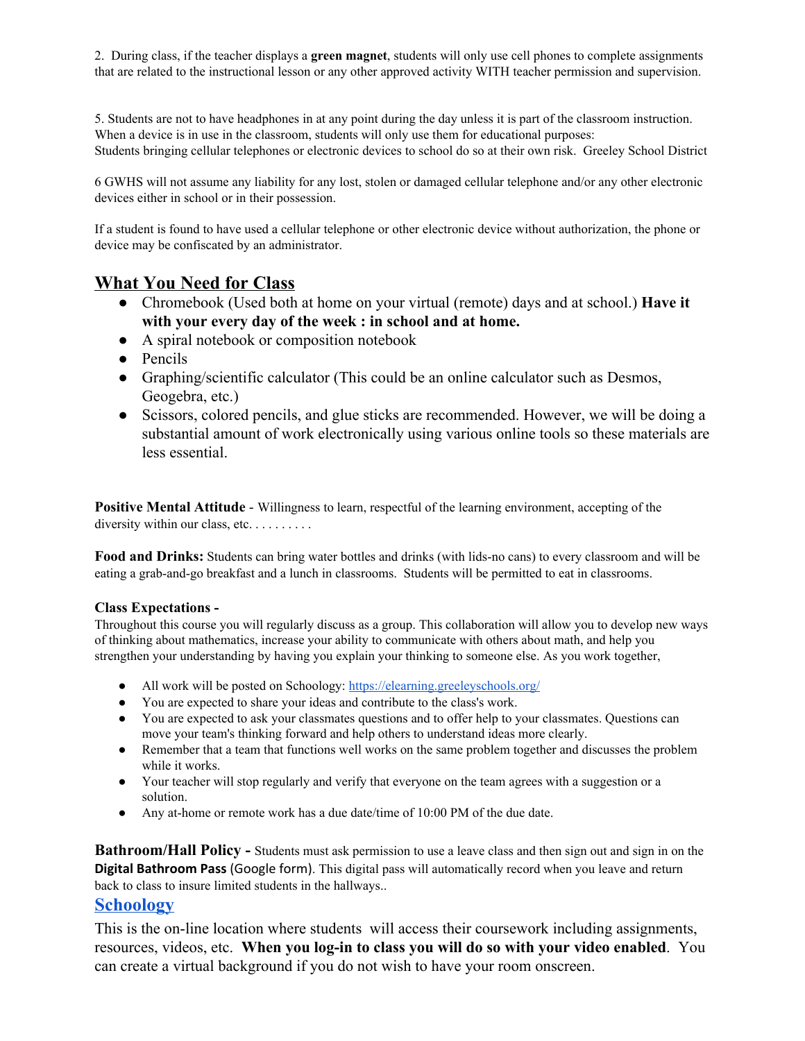2. During class, if the teacher displays a **green magnet**, students will only use cell phones to complete assignments that are related to the instructional lesson or any other approved activity WITH teacher permission and supervision.

5. Students are not to have headphones in at any point during the day unless it is part of the classroom instruction. When a device is in use in the classroom, students will only use them for educational purposes:
Students bringing cellular telephones or electronic devices to school do so at their own risk. Greeley School District

6 GWHS will not assume any liability for any lost, stolen or damaged cellular telephone and/or any other electronic devices either in school or in their possession.

If a student is found to have used a cellular telephone or other electronic device without authorization, the phone or device may be confiscated by an administrator.

## What You Need for Class

- Chromebook (Used both at home on your virtual (remote) days and at school.) **Have it with your every day of the week : in school and at home.**
- A spiral notebook or composition notebook
- Pencils
- Graphing/scientific calculator (This could be an online calculator such as Desmos, Geogebra, etc.)
- Scissors, colored pencils, and glue sticks are recommended. However, we will be doing a substantial amount of work electronically using various online tools so these materials are less essential.

**Positive Mental Attitude** - Willingness to learn, respectful of the learning environment, accepting of the diversity within our class, etc. . . . . . . . . .

**Food and Drinks:** Students can bring water bottles and drinks (with lids-no cans) to every classroom and will be eating a grab-and-go breakfast and a lunch in classrooms. Students will be permitted to eat in classrooms.

**Class Expectations -**
Throughout this course you will regularly discuss as a group. This collaboration will allow you to develop new ways of thinking about mathematics, increase your ability to communicate with others about math, and help you strengthen your understanding by having you explain your thinking to someone else. As you work together,

- All work will be posted on Schoology: https://elearning.greeleyschools.org/
- You are expected to share your ideas and contribute to the class's work.
- You are expected to ask your classmates questions and to offer help to your classmates. Questions can move your team's thinking forward and help others to understand ideas more clearly.
- Remember that a team that functions well works on the same problem together and discusses the problem while it works.
- Your teacher will stop regularly and verify that everyone on the team agrees with a suggestion or a solution.
- Any at-home or remote work has a due date/time of 10:00 PM of the due date.

**Bathroom/Hall Policy -** Students must ask permission to use a leave class and then sign out and sign in on the **Digital Bathroom Pass** (Google form). This digital pass will automatically record when you leave and return back to class to insure limited students in the hallways..

## Schoology

This is the on-line location where students will access their coursework including assignments, resources, videos, etc. **When you log-in to class you will do so with your video enabled**. You can create a virtual background if you do not wish to have your room onscreen.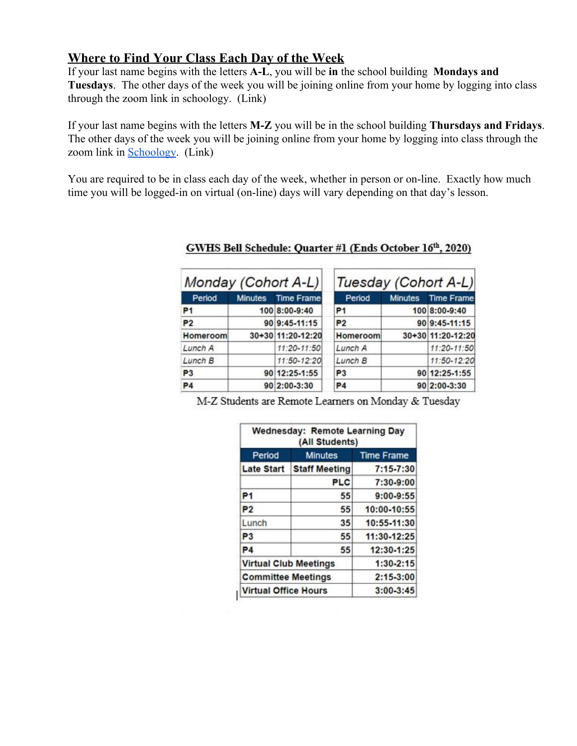## Where to Find Your Class Each Day of the Week

If your last name begins with the letters **A-L**, you will be **in** the school building **Mondays and Tuesdays**. The other days of the week you will be joining online from your home by logging into class through the zoom link in schoology. (Link)

If your last name begins with the letters **M-Z** you will be in the school building **Thursdays and Fridays**. The other days of the week you will be joining online from your home by logging into class through the zoom link in Schoology. (Link)

You are required to be in class each day of the week, whether in person or on-line. Exactly how much time you will be logged-in on virtual (on-line) days will vary depending on that day's lesson.

**GWHS Bell Schedule: Quarter #1 (Ends October 16th, 2020)**

| Monday (Cohort A-L) | | |
|---|---|---|
| **Period** | **Minutes** | **Time Frame** |
| P1 | 100 | 8:00-9:40 |
| P2 | 90 | 9:45-11:15 |
| Homeroom | 30+30 | 11:20-12:20 |
| *Lunch A* | | *11:20-11:50* |
| *Lunch B* | | *11:50-12:20* |
| P3 | 90 | 12:25-1:55 |
| P4 | 90 | 2:00-3:30 |

| Tuesday (Cohort A-L) | | |
|---|---|---|
| **Period** | **Minutes** | **Time Frame** |
| P1 | 100 | 8:00-9:40 |
| P2 | 90 | 9:45-11:15 |
| Homeroom | 30+30 | 11:20-12:20 |
| *Lunch A* | | *11:20-11:50* |
| *Lunch B* | | *11:50-12:20* |
| P3 | 90 | 12:25-1:55 |
| P4 | 90 | 2:00-3:30 |

M-Z Students are Remote Learners on Monday & Tuesday

| Wednesday: Remote Learning Day (All Students) | | |
|---|---|---|
| **Period** | **Minutes** | **Time Frame** |
| Late Start | Staff Meeting | 7:15-7:30 |
| | PLC | 7:30-9:00 |
| P1 | 55 | 9:00-9:55 |
| P2 | 55 | 10:00-10:55 |
| Lunch | 35 | 10:55-11:30 |
| P3 | 55 | 11:30-12:25 |
| P4 | 55 | 12:30-1:25 |
| Virtual Club Meetings | | 1:30-2:15 |
| Committee Meetings | | 2:15-3:00 |
| Virtual Office Hours | | 3:00-3:45 |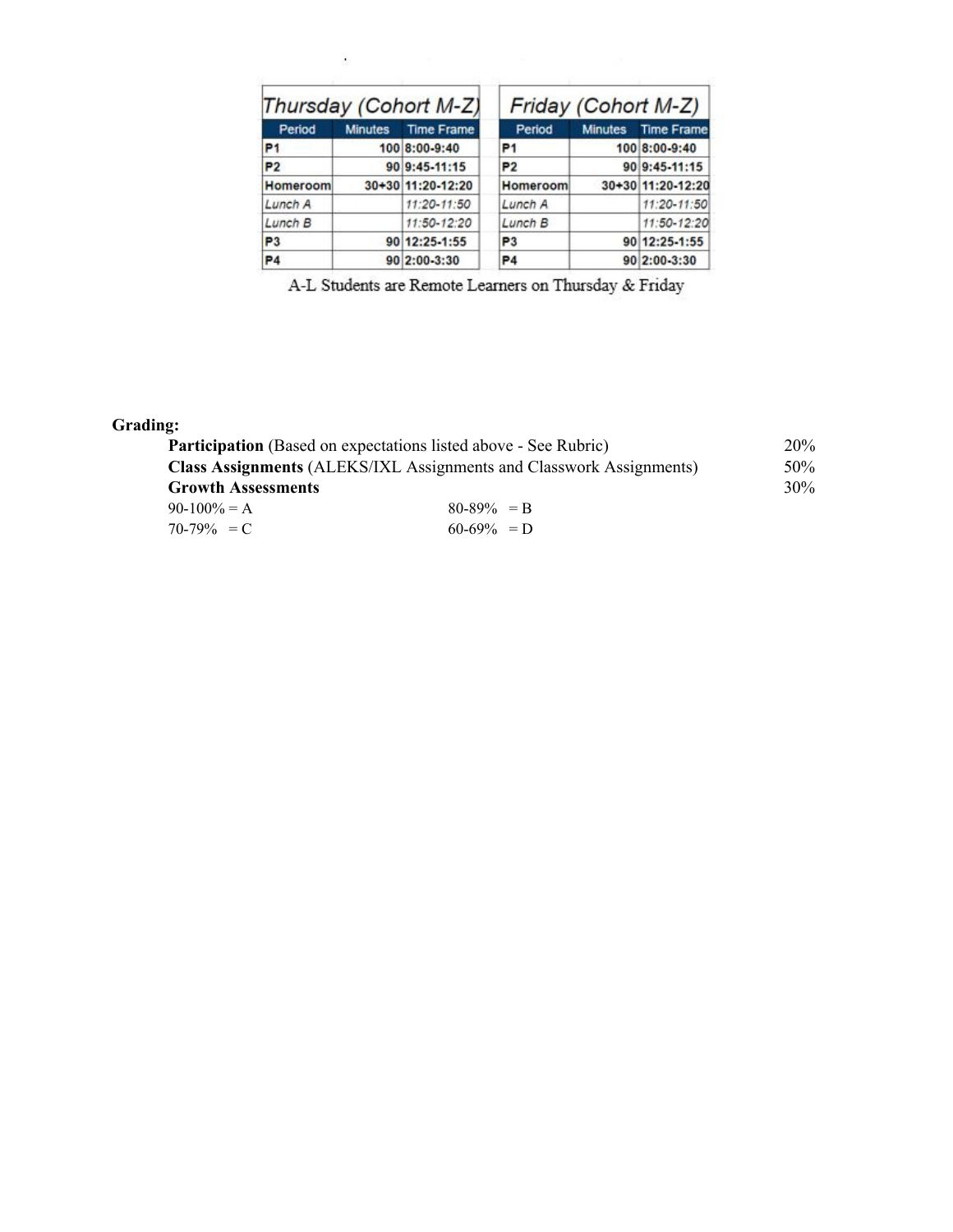| Thursday (Cohort M-Z) | | |
|---|---|---|
| Period | Minutes | Time Frame |
| P1 | 100 | 8:00-9:40 |
| P2 | 90 | 9:45-11:15 |
| Homeroom | 30+30 | 11:20-12:20 |
| *Lunch A* | | *11:20-11:50* |
| *Lunch B* | | *11:50-12:20* |
| P3 | 90 | 12:25-1:55 |
| P4 | 90 | 2:00-3:30 |

| Friday (Cohort M-Z) | | |
|---|---|---|
| Period | Minutes | Time Frame |
| P1 | 100 | 8:00-9:40 |
| P2 | 90 | 9:45-11:15 |
| Homeroom | 30+30 | 11:20-12:20 |
| *Lunch A* | | *11:20-11:50* |
| *Lunch B* | | *11:50-12:20* |
| P3 | 90 | 12:25-1:55 |
| P4 | 90 | 2:00-3:30 |

A-L Students are Remote Learners on Thursday & Friday

**Grading:**

| | |
|---|---|
| **Participation** (Based on expectations listed above - See Rubric) | 20% |
| **Class Assignments** (ALEKS/IXL Assignments and Classwork Assignments) | 50% |
| **Growth Assessments** | 30% |

| | |
|---|---|
| 90-100% = A | 80-89% = B |
| 70-79% = C | 60-69% = D |